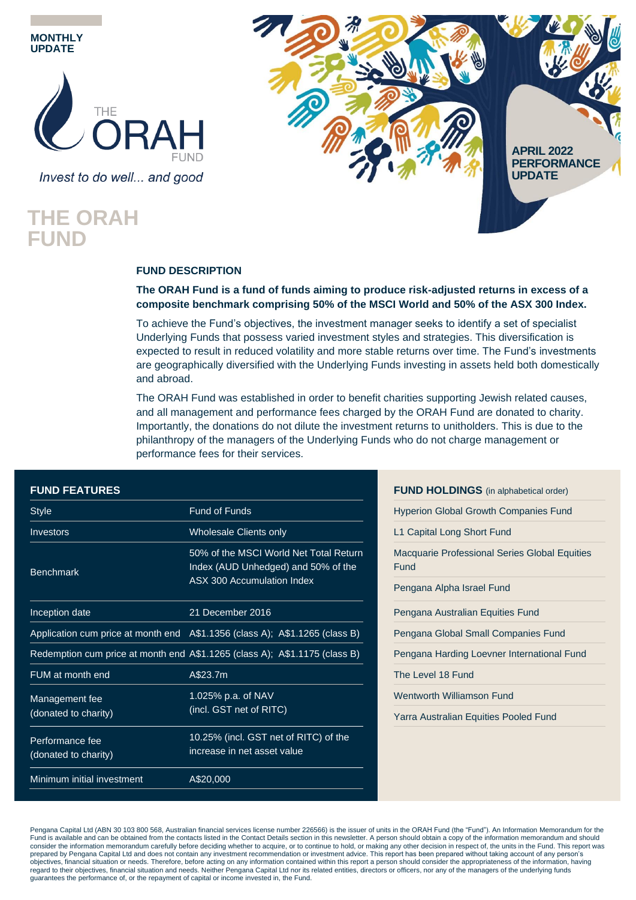MONTHLY UPDATE

THE ORAH FUND

*Invest to do well... and good*

APRIL 2022 PERFORMANCE UPDATE

# THE ORAH FUND

## FUND DESCRIPTION

**The ORAH Fund is a fund of funds aiming to produce risk-adjusted returns in excess of a composite benchmark comprising 50% of the MSCI World and 50% of the ASX 300 Index.**

To achieve the Fund's objectives, the investment manager seeks to identify a set of specialist Underlying Funds that possess varied investment styles and strategies. This diversification is expected to result in reduced volatility and more stable returns over time. The Fund's investments are geographically diversified with the Underlying Funds investing in assets held both domestically and abroad.

The ORAH Fund was established in order to benefit charities supporting Jewish related causes, and all management and performance fees charged by the ORAH Fund are donated to charity. Importantly, the donations do not dilute the investment returns to unitholders. This is due to the philanthropy of the managers of the Underlying Funds who do not charge management or performance fees for their services.

## FUND FEATURES

| | |
|---|---|
| Style | Fund of Funds |
| Investors | Wholesale Clients only |
| Benchmark | 50% of the MSCI World Net Total Return Index (AUD Unhedged) and 50% of the ASX 300 Accumulation Index |
| Inception date | 21 December 2016 |
| Application cum price at month end | A$1.1356 (class A); A$1.1265 (class B) |
| Redemption cum price at month end | A$1.1265 (class A); A$1.1175 (class B) |
| FUM at month end | A$23.7m |
| Management fee (donated to charity) | 1.025% p.a. of NAV (incl. GST net of RITC) |
| Performance fee (donated to charity) | 10.25% (incl. GST net of RITC) of the increase in net asset value |
| Minimum initial investment | A$20,000 |

## FUND HOLDINGS (in alphabetical order)

- Hyperion Global Growth Companies Fund
- L1 Capital Long Short Fund
- Macquarie Professional Series Global Equities Fund
- Pengana Alpha Israel Fund
- Pengana Australian Equities Fund
- Pengana Global Small Companies Fund
- Pengana Harding Loevner International Fund
- The Level 18 Fund
- Wentworth Williamson Fund
- Yarra Australian Equities Pooled Fund

Pengana Capital Ltd (ABN 30 103 800 568, Australian financial services license number 226566) is the issuer of units in the ORAH Fund (the "Fund"). An Information Memorandum for the Fund is available and can be obtained from the contacts listed in the Contact Details section in this newsletter. A person should obtain a copy of the information memorandum and should consider the information memorandum carefully before deciding whether to acquire, or to continue to hold, or making any other decision in respect of, the units in the Fund. This report was prepared by Pengana Capital Ltd and does not contain any investment recommendation or investment advice. This report has been prepared without taking account of any person's objectives, financial situation or needs. Therefore, before acting on any information contained within this report a person should consider the appropriateness of the information, having regard to their objectives, financial situation and needs. Neither Pengana Capital Ltd nor its related entities, directors or officers, nor any of the managers of the underlying funds guarantees the performance of, or the repayment of capital or income invested in, the Fund.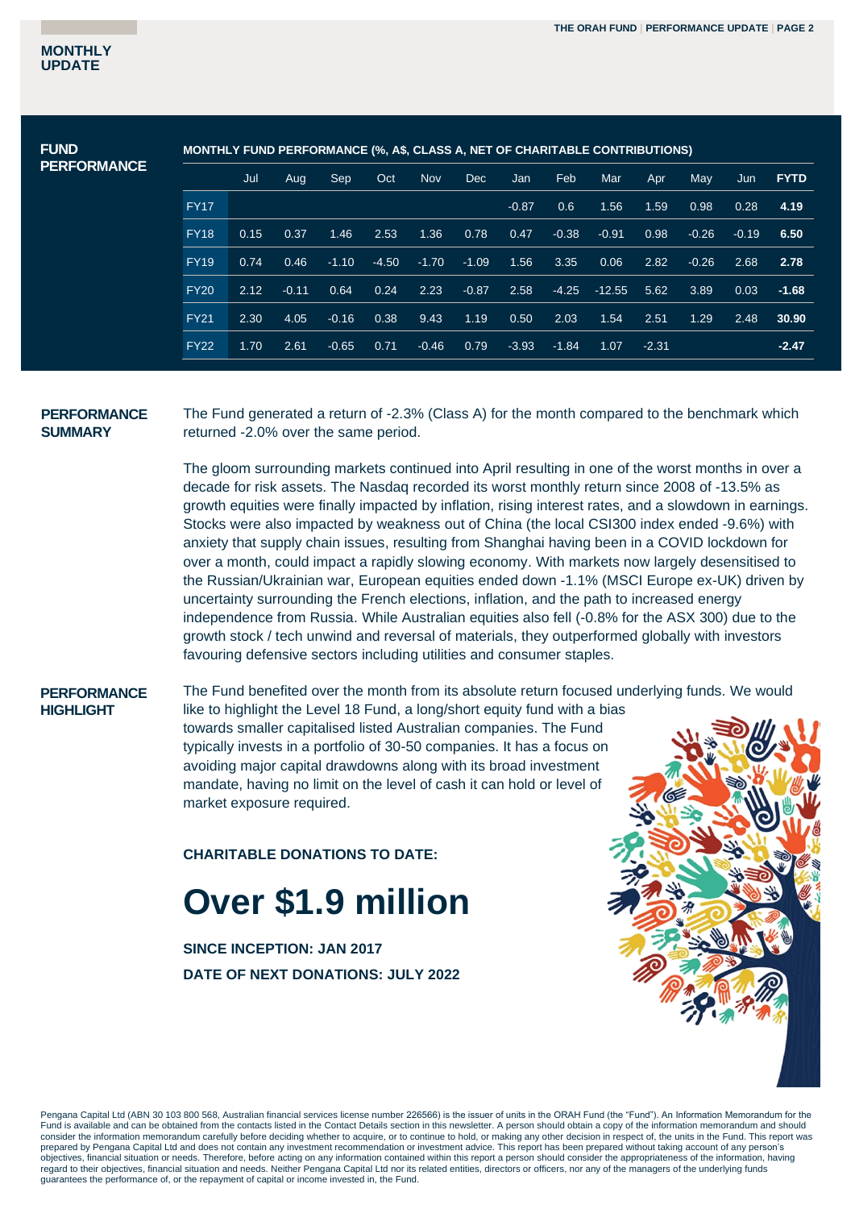## MONTHLY UPDATE

## FUND PERFORMANCE

**MONTHLY FUND PERFORMANCE (%, A$, CLASS A, NET OF CHARITABLE CONTRIBUTIONS)**

| | Jul | Aug | Sep | Oct | Nov | Dec | Jan | Feb | Mar | Apr | May | Jun | FYTD |
|---|---|---|---|---|---|---|---|---|---|---|---|---|---|
| FY17 | | | | | | | -0.87 | 0.6 | 1.56 | 1.59 | 0.98 | 0.28 | **4.19** |
| FY18 | 0.15 | 0.37 | 1.46 | 2.53 | 1.36 | 0.78 | 0.47 | -0.38 | -0.91 | 0.98 | -0.26 | -0.19 | **6.50** |
| FY19 | 0.74 | 0.46 | -1.10 | -4.50 | -1.70 | -1.09 | 1.56 | 3.35 | 0.06 | 2.82 | -0.26 | 2.68 | **2.78** |
| FY20 | 2.12 | -0.11 | 0.64 | 0.24 | 2.23 | -0.87 | 2.58 | -4.25 | -12.55 | 5.62 | 3.89 | 0.03 | **-1.68** |
| FY21 | 2.30 | 4.05 | -0.16 | 0.38 | 9.43 | 1.19 | 0.50 | 2.03 | 1.54 | 2.51 | 1.29 | 2.48 | **30.90** |
| FY22 | 1.70 | 2.61 | -0.65 | 0.71 | -0.46 | 0.79 | -3.93 | -1.84 | 1.07 | -2.31 | | | **-2.47** |

## PERFORMANCE SUMMARY

The Fund generated a return of -2.3% (Class A) for the month compared to the benchmark which returned -2.0% over the same period.

The gloom surrounding markets continued into April resulting in one of the worst months in over a decade for risk assets. The Nasdaq recorded its worst monthly return since 2008 of -13.5% as growth equities were finally impacted by inflation, rising interest rates, and a slowdown in earnings. Stocks were also impacted by weakness out of China (the local CSI300 index ended -9.6%) with anxiety that supply chain issues, resulting from Shanghai having been in a COVID lockdown for over a month, could impact a rapidly slowing economy. With markets now largely desensitised to the Russian/Ukrainian war, European equities ended down -1.1% (MSCI Europe ex-UK) driven by uncertainty surrounding the French elections, inflation, and the path to increased energy independence from Russia. While Australian equities also fell (-0.8% for the ASX 300) due to the growth stock / tech unwind and reversal of materials, they outperformed globally with investors favouring defensive sectors including utilities and consumer staples.

## PERFORMANCE HIGHLIGHT

The Fund benefited over the month from its absolute return focused underlying funds. We would like to highlight the Level 18 Fund, a long/short equity fund with a bias towards smaller capitalised listed Australian companies. The Fund typically invests in a portfolio of 30-50 companies. It has a focus on avoiding major capital drawdowns along with its broad investment mandate, having no limit on the level of cash it can hold or level of market exposure required.

**CHARITABLE DONATIONS TO DATE:**

# Over $1.9 million

**SINCE INCEPTION: JAN 2017**

**DATE OF NEXT DONATIONS: JULY 2022**

Pengana Capital Ltd (ABN 30 103 800 568, Australian financial services license number 226566) is the issuer of units in the ORAH Fund (the "Fund"). An Information Memorandum for the Fund is available and can be obtained from the contacts listed in the Contact Details section in this newsletter. A person should obtain a copy of the information memorandum and should consider the information memorandum carefully before deciding whether to acquire, or to continue to hold, or making any other decision in respect of, the units in the Fund. This report was prepared by Pengana Capital Ltd and does not contain any investment recommendation or investment advice. This report has been prepared without taking account of any person's objectives, financial situation or needs. Therefore, before acting on any information contained within this report a person should consider the appropriateness of the information, having regard to their objectives, financial situation and needs. Neither Pengana Capital Ltd nor its related entities, directors or officers, nor any of the managers of the underlying funds guarantees the performance of, or the repayment of capital or income invested in, the Fund.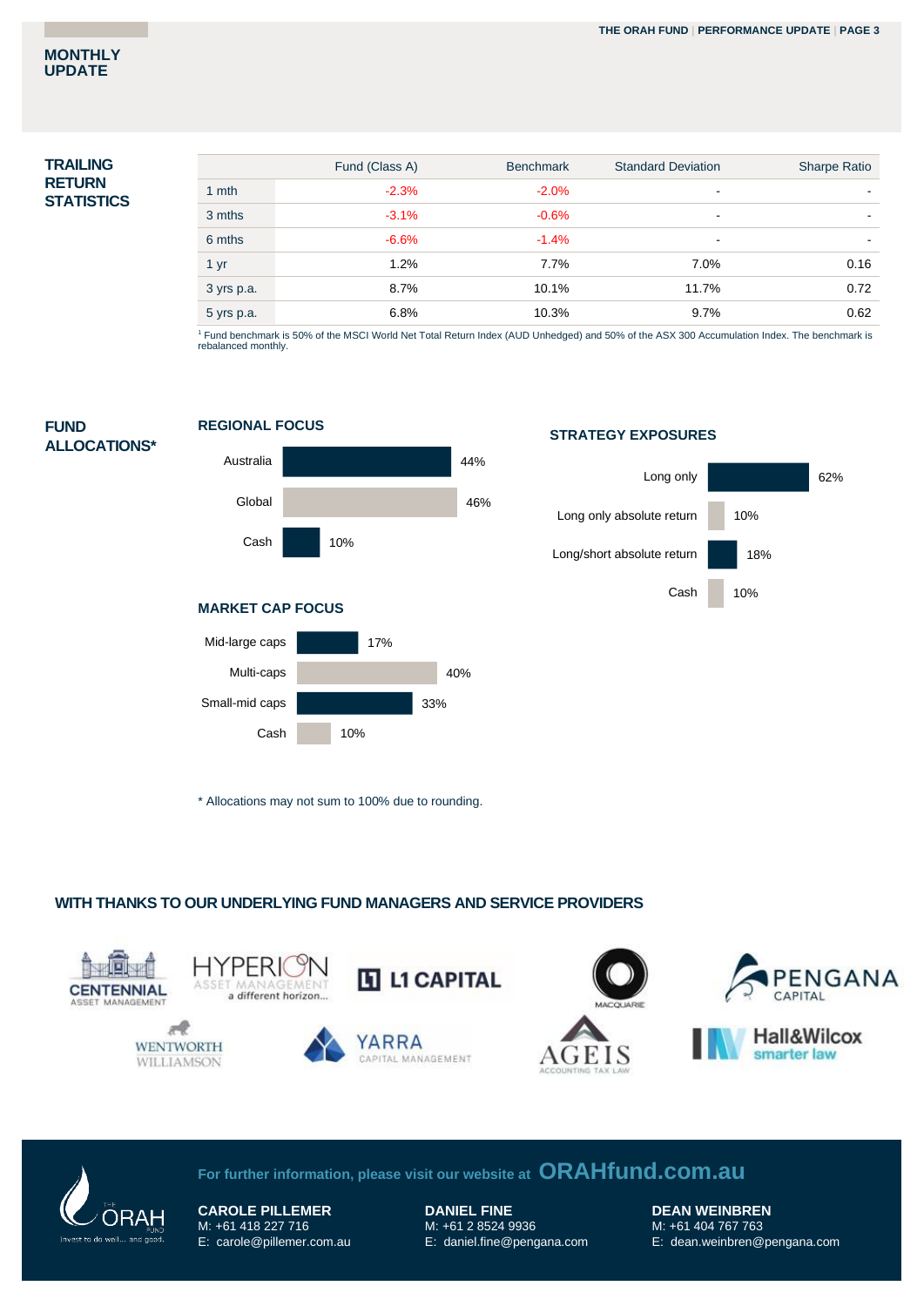## MONTHLY UPDATE

### TRAILING RETURN STATISTICS

| | Fund (Class A) | Benchmark | Standard Deviation | Sharpe Ratio |
|---|---|---|---|---|
| 1 mth | -2.3% | -2.0% | - | - |
| 3 mths | -3.1% | -0.6% | - | - |
| 6 mths | -6.6% | -1.4% | - | - |
| 1 yr | 1.2% | 7.7% | 7.0% | 0.16 |
| 3 yrs p.a. | 8.7% | 10.1% | 11.7% | 0.72 |
| 5 yrs p.a. | 6.8% | 10.3% | 9.7% | 0.62 |

[1] Fund benchmark is 50% of the MSCI World Net Total Return Index (AUD Unhedged) and 50% of the ASX 300 Accumulation Index. The benchmark is rebalanced monthly.

### FUND ALLOCATIONS*

**REGIONAL FOCUS**

Australia 44%
Global 46%
Cash 10%

**MARKET CAP FOCUS**

Mid-large caps 17%
Multi-caps 40%
Small-mid caps 33%
Cash 10%

**STRATEGY EXPOSURES**

Long only 62%
Long only absolute return 10%
Long/short absolute return 18%
Cash 10%

\* Allocations may not sum to 100% due to rounding.

### WITH THANKS TO OUR UNDERLYING FUND MANAGERS AND SERVICE PROVIDERS

CENTENNIAL ASSET MANAGEMENT
HYPERION ASSET MANAGEMENT a different horizon...
L1 CAPITAL
MACQUARIE
PENGANA CAPITAL
WENTWORTH WILLIAMSON
YARRA CAPITAL MANAGEMENT
AGEIS ACCOUNTING TAX LAW
Hall&Wilcox smarter law

THE ORAH FUND
Invest to do well... and good.

For further information, please visit our website at **ORAHfund.com.au**

**CAROLE PILLEMER**
M: +61 418 227 716
E: carole@pillemer.com.au

**DANIEL FINE**
M: +61 2 8524 9936
E: daniel.fine@pengana.com

**DEAN WEINBREN**
M: +61 404 767 763
E: dean.weinbren@pengana.com